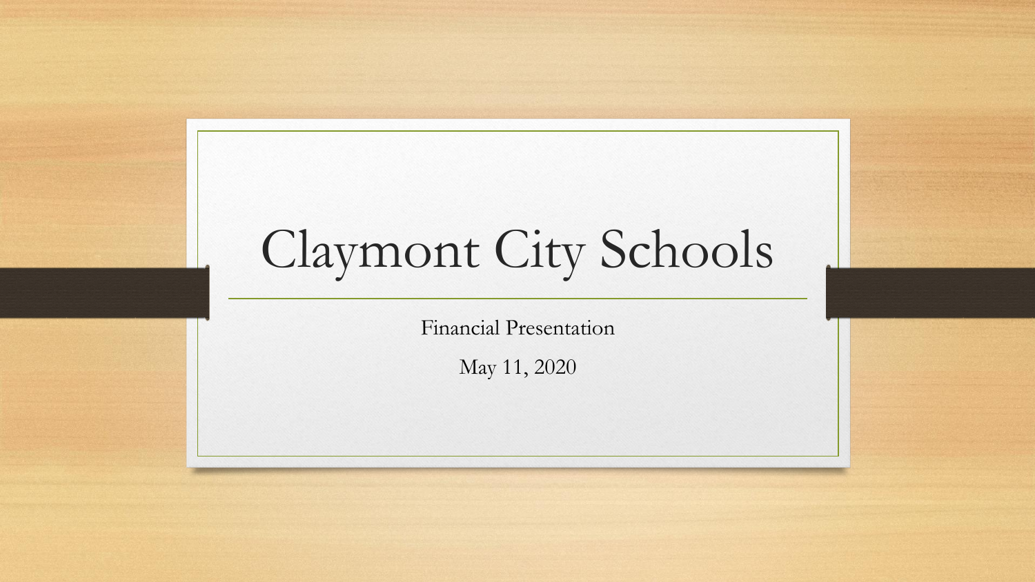# Claymont City Schools

Financial Presentation

May 11, 2020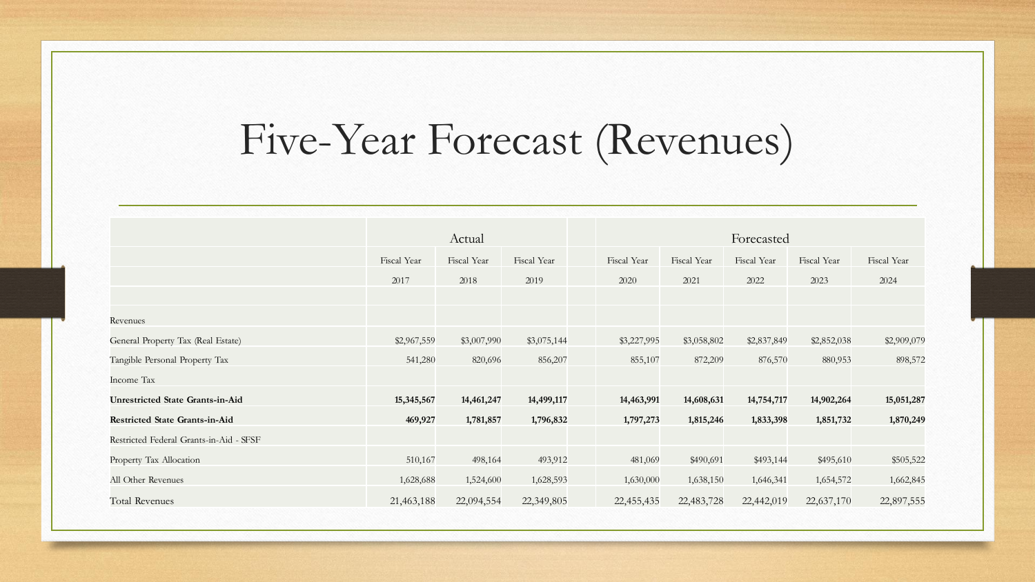# Five-Year Forecast (Revenues)

| | Actual | | | | Forecasted | | | | |
|---|---|---|---|---|---|---|---|---|---|
| | Fiscal Year 2017 | Fiscal Year 2018 | Fiscal Year 2019 | | Fiscal Year 2020 | Fiscal Year 2021 | Fiscal Year 2022 | Fiscal Year 2023 | Fiscal Year 2024 |
| | | | | | | | | | |
| Revenues | | | | | | | | | |
| General Property Tax (Real Estate) | $2,967,559 | $3,007,990 | $3,075,144 | | $3,227,995 | $3,058,802 | $2,837,849 | $2,852,038 | $2,909,079 |
| Tangible Personal Property Tax | 541,280 | 820,696 | 856,207 | | 855,107 | 872,209 | 876,570 | 880,953 | 898,572 |
| Income Tax | | | | | | | | | |
| **Unrestricted State Grants-in-Aid** | **15,345,567** | **14,461,247** | **14,499,117** | | **14,463,991** | **14,608,631** | **14,754,717** | **14,902,264** | **15,051,287** |
| **Restricted State Grants-in-Aid** | **469,927** | **1,781,857** | **1,796,832** | | **1,797,273** | **1,815,246** | **1,833,398** | **1,851,732** | **1,870,249** |
| Restricted Federal Grants-in-Aid - SFSF | | | | | | | | | |
| Property Tax Allocation | 510,167 | 498,164 | 493,912 | | 481,069 | $490,691 | $493,144 | $495,610 | $505,522 |
| All Other Revenues | 1,628,688 | 1,524,600 | 1,628,593 | | 1,630,000 | 1,638,150 | 1,646,341 | 1,654,572 | 1,662,845 |
| Total Revenues | 21,463,188 | 22,094,554 | 22,349,805 | | 22,455,435 | 22,483,728 | 22,442,019 | 22,637,170 | 22,897,555 |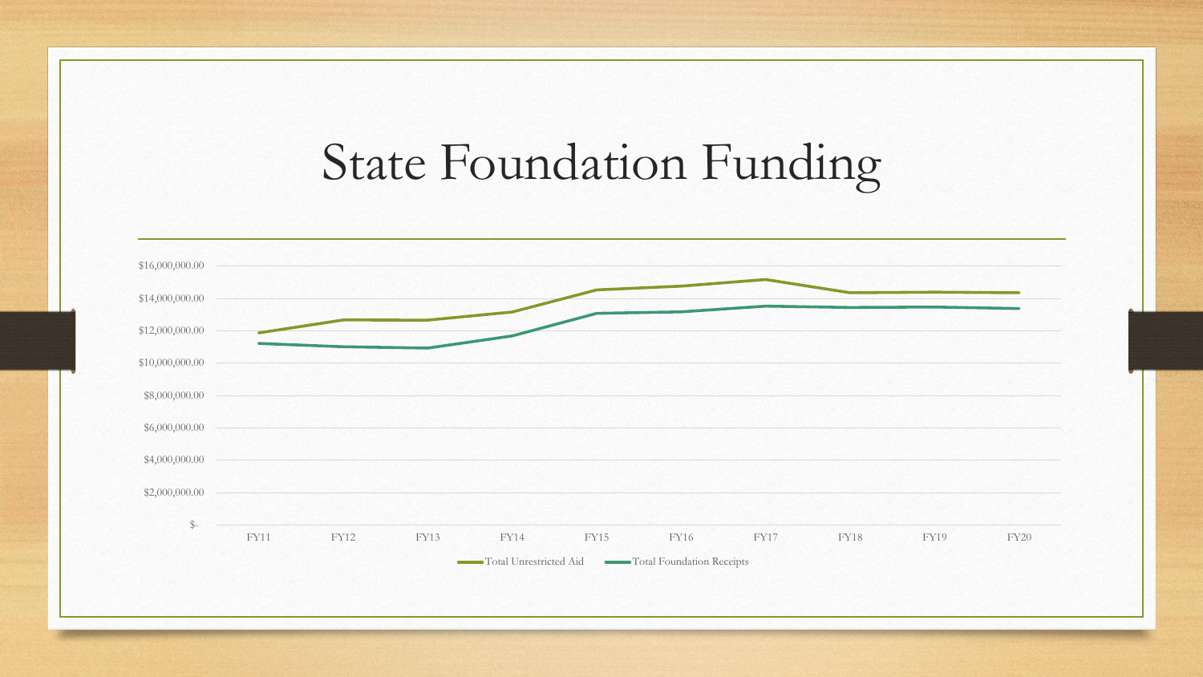# State Foundation Funding

$16,000,000.00
$14,000,000.00
$12,000,000.00
$10,000,000.00
$8,000,000.00
$6,000,000.00
$4,000,000.00
$2,000,000.00
$-

FY11 FY12 FY13 FY14 FY15 FY16 FY17 FY18 FY19 FY20

Total Unrestricted Aid — Total Foundation Receipts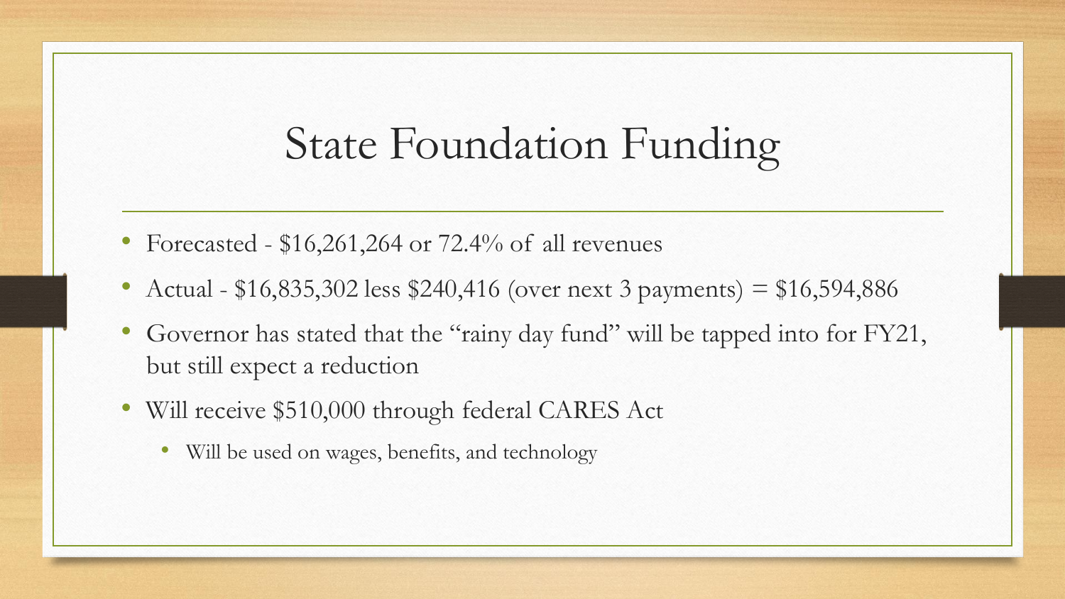# State Foundation Funding

- Forecasted - $16,261,264 or 72.4% of all revenues
- Actual - $16,835,302 less $240,416 (over next 3 payments) = $16,594,886
- Governor has stated that the "rainy day fund" will be tapped into for FY21, but still expect a reduction
- Will receive $510,000 through federal CARES Act
  - Will be used on wages, benefits, and technology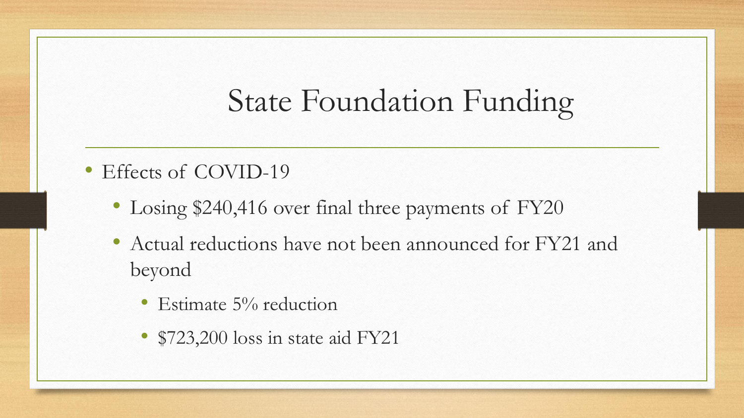# State Foundation Funding

- Effects of COVID-19
  - Losing $240,416 over final three payments of FY20
  - Actual reductions have not been announced for FY21 and beyond
    - Estimate 5% reduction
    - $723,200 loss in state aid FY21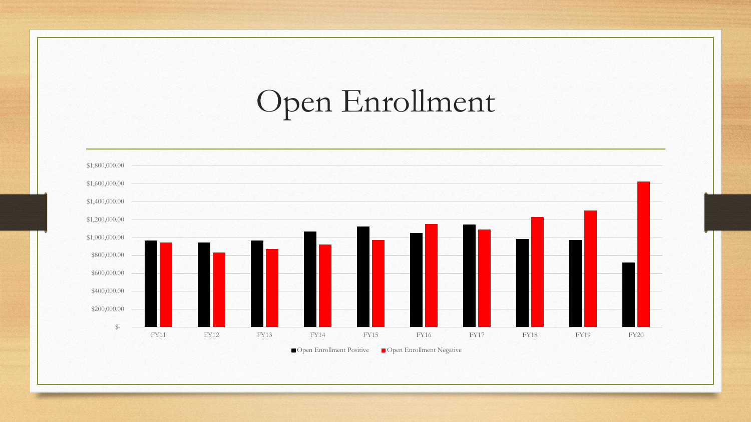# Open Enrollment

$1,800,000.00
$1,600,000.00
$1,400,000.00
$1,200,000.00
$1,000,000.00
$800,000.00
$600,000.00
$400,000.00
$200,000.00
$-

FY11 FY12 FY13 FY14 FY15 FY16 FY17 FY18 FY19 FY20

Open Enrollment Positive    Open Enrollment Negative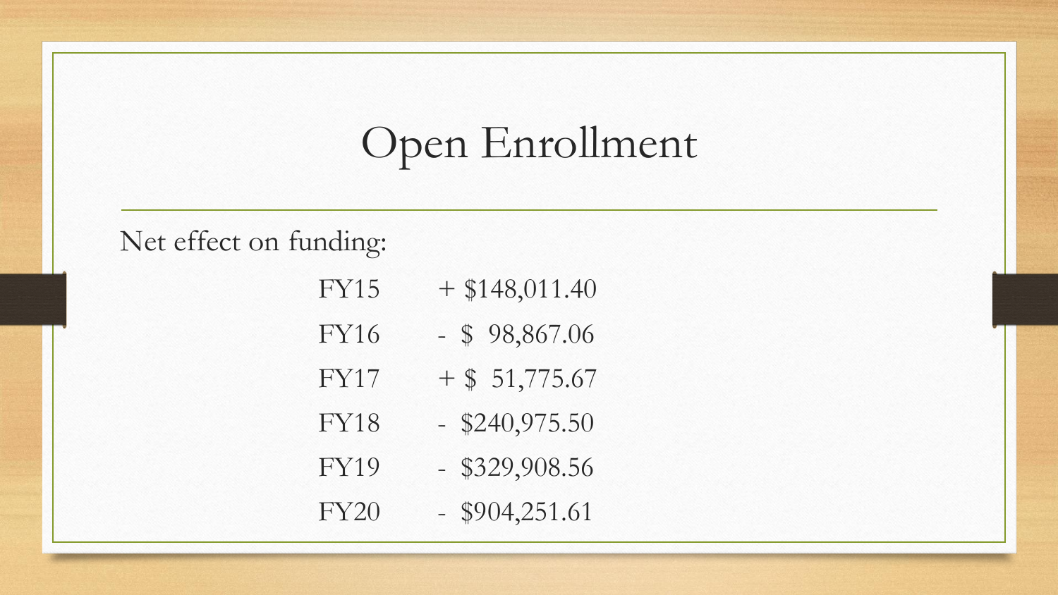# Open Enrollment

Net effect on funding:

| | |
|---|---|
| FY15 | + $148,011.40 |
| FY16 | - $ 98,867.06 |
| FY17 | + $ 51,775.67 |
| FY18 | - $240,975.50 |
| FY19 | - $329,908.56 |
| FY20 | - $904,251.61 |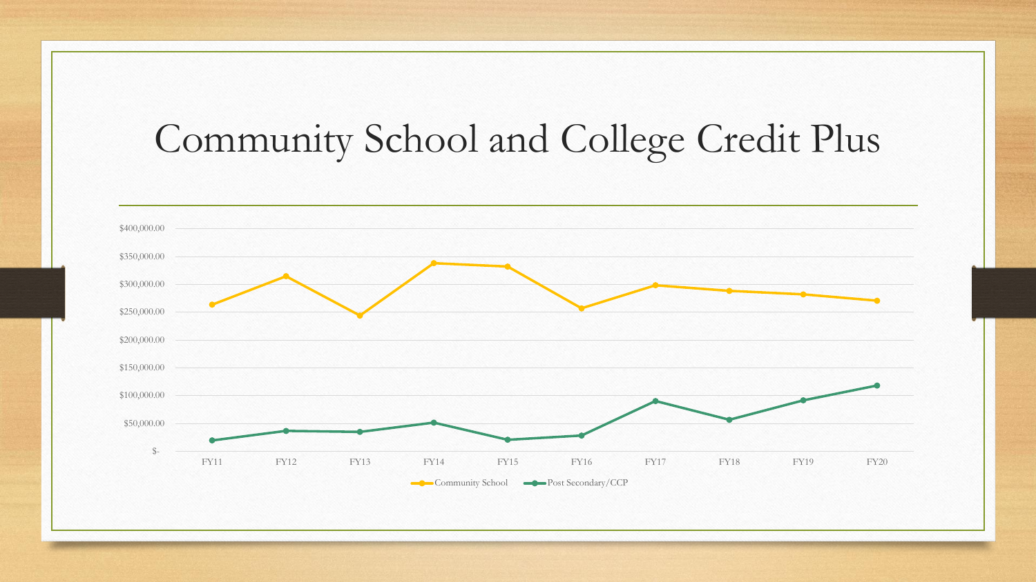# Community School and College Credit Plus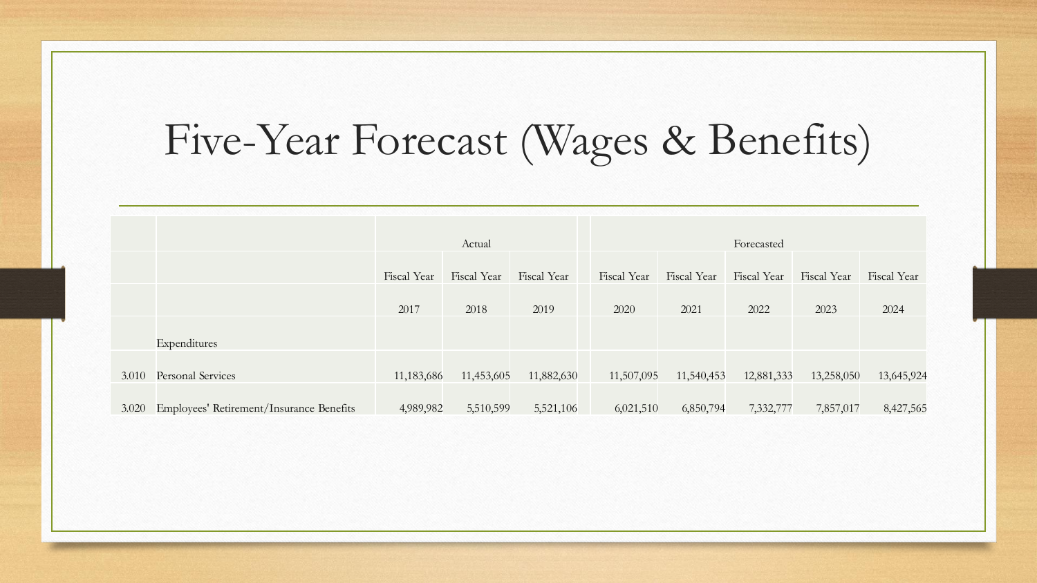# Five-Year Forecast (Wages & Benefits)

| | | Actual | | | Forecasted | | | | |
|---|---|---|---|---|---|---|---|---|---|
| | | Fiscal Year | Fiscal Year | Fiscal Year | Fiscal Year | Fiscal Year | Fiscal Year | Fiscal Year | Fiscal Year |
| | | 2017 | 2018 | 2019 | 2020 | 2021 | 2022 | 2023 | 2024 |
| | Expenditures | | | | | | | | |
| 3.010 | Personal Services | 11,183,686 | 11,453,605 | 11,882,630 | 11,507,095 | 11,540,453 | 12,881,333 | 13,258,050 | 13,645,924 |
| 3.020 | Employees' Retirement/Insurance Benefits | 4,989,982 | 5,510,599 | 5,521,106 | 6,021,510 | 6,850,794 | 7,332,777 | 7,857,017 | 8,427,565 |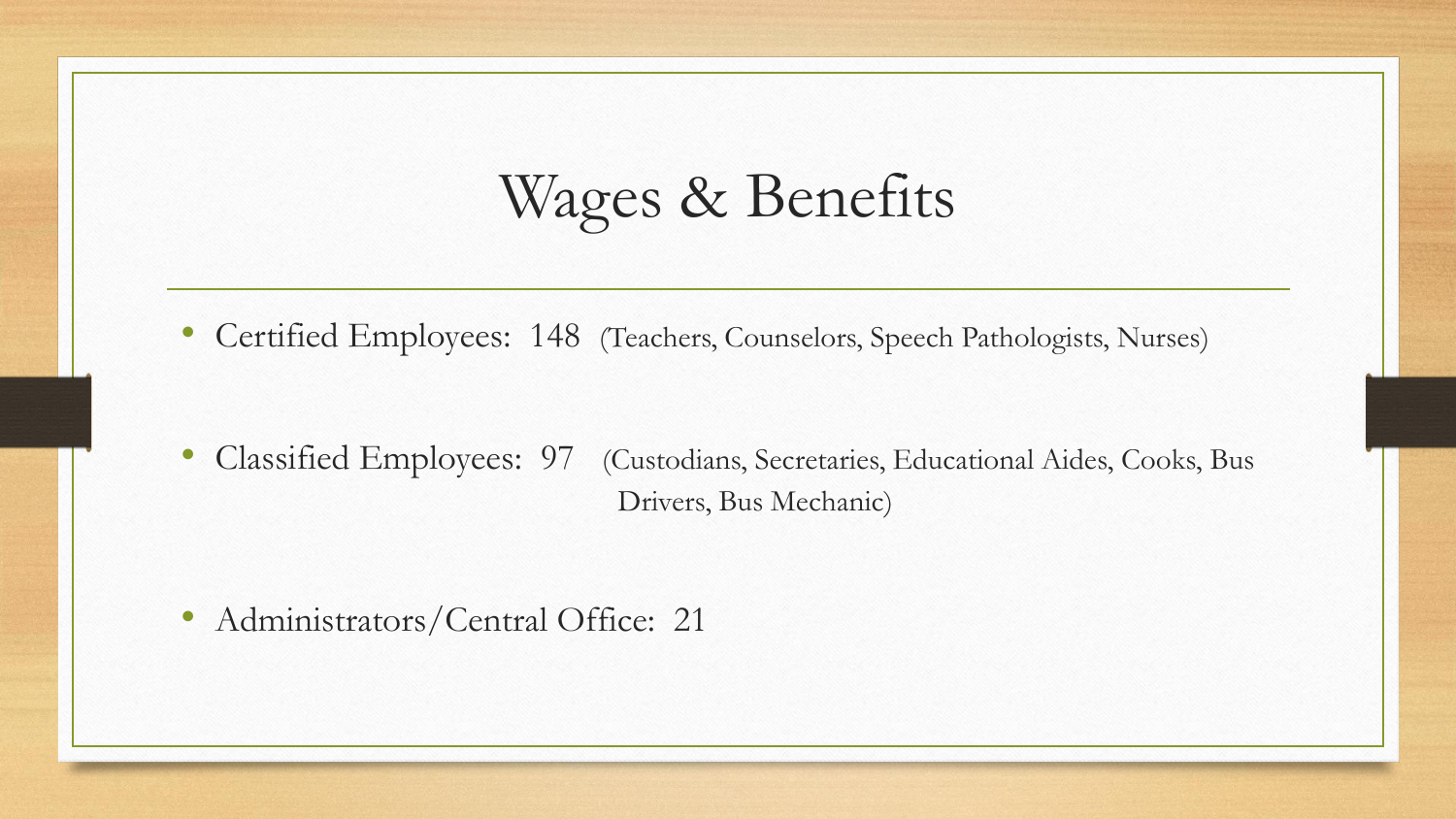# Wages & Benefits

- Certified Employees: 148 (Teachers, Counselors, Speech Pathologists, Nurses)
- Classified Employees: 97 (Custodians, Secretaries, Educational Aides, Cooks, Bus Drivers, Bus Mechanic)
- Administrators/Central Office: 21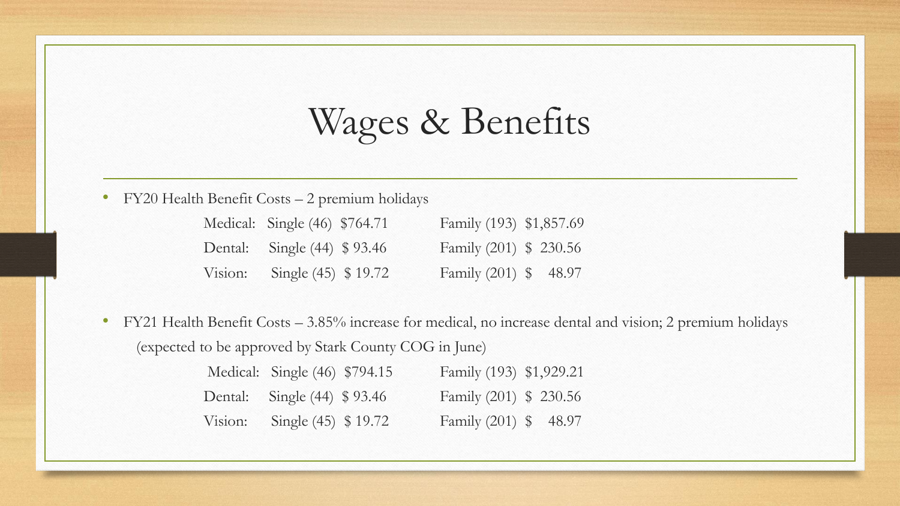# Wages & Benefits

- FY20 Health Benefit Costs – 2 premium holidays

| | | |
|---|---|---|
| Medical: | Single (46) $764.71 | Family (193) $1,857.69 |
| Dental: | Single (44) $ 93.46 | Family (201) $ 230.56 |
| Vision: | Single (45) $ 19.72 | Family (201) $ 48.97 |

- FY21 Health Benefit Costs – 3.85% increase for medical, no increase dental and vision; 2 premium holidays (expected to be approved by Stark County COG in June)

| | | |
|---|---|---|
| Medical: | Single (46) $794.15 | Family (193) $1,929.21 |
| Dental: | Single (44) $ 93.46 | Family (201) $ 230.56 |
| Vision: | Single (45) $ 19.72 | Family (201) $ 48.97 |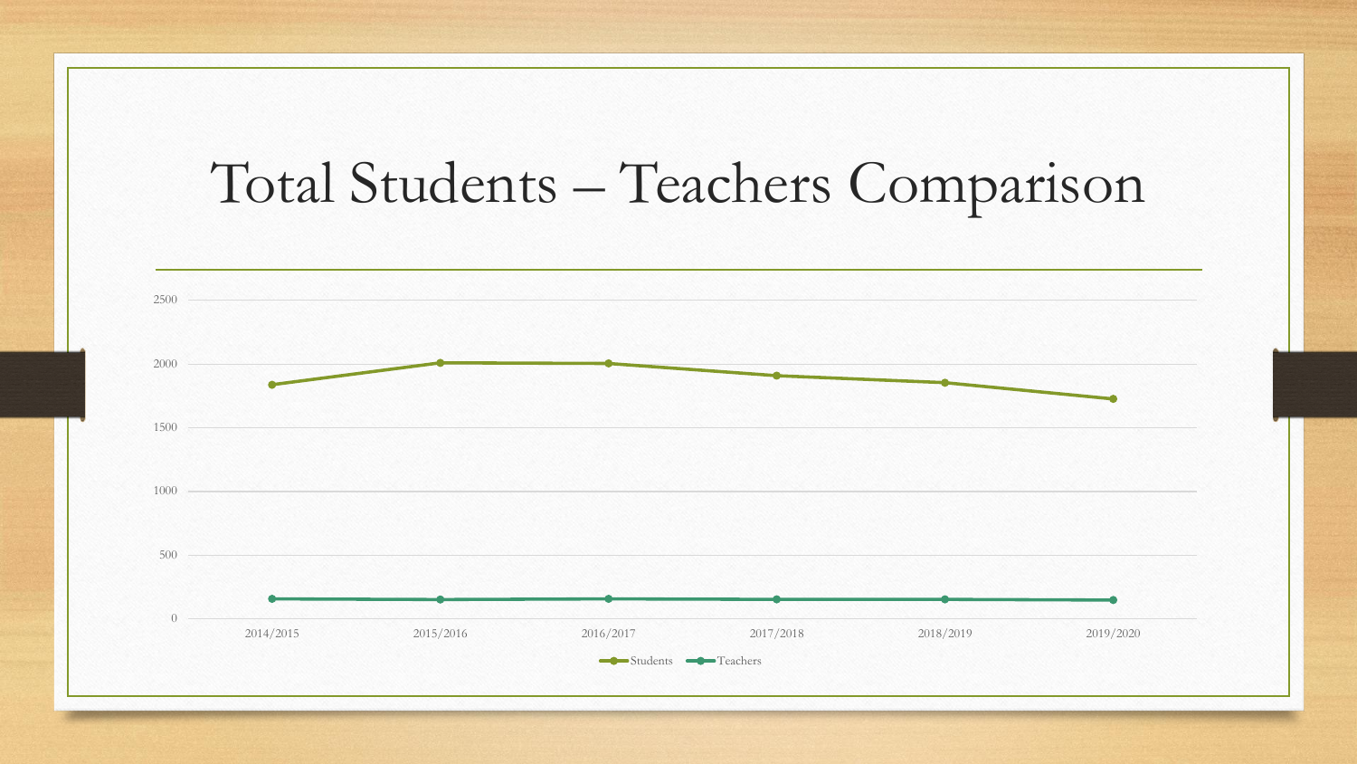# Total Students – Teachers Comparison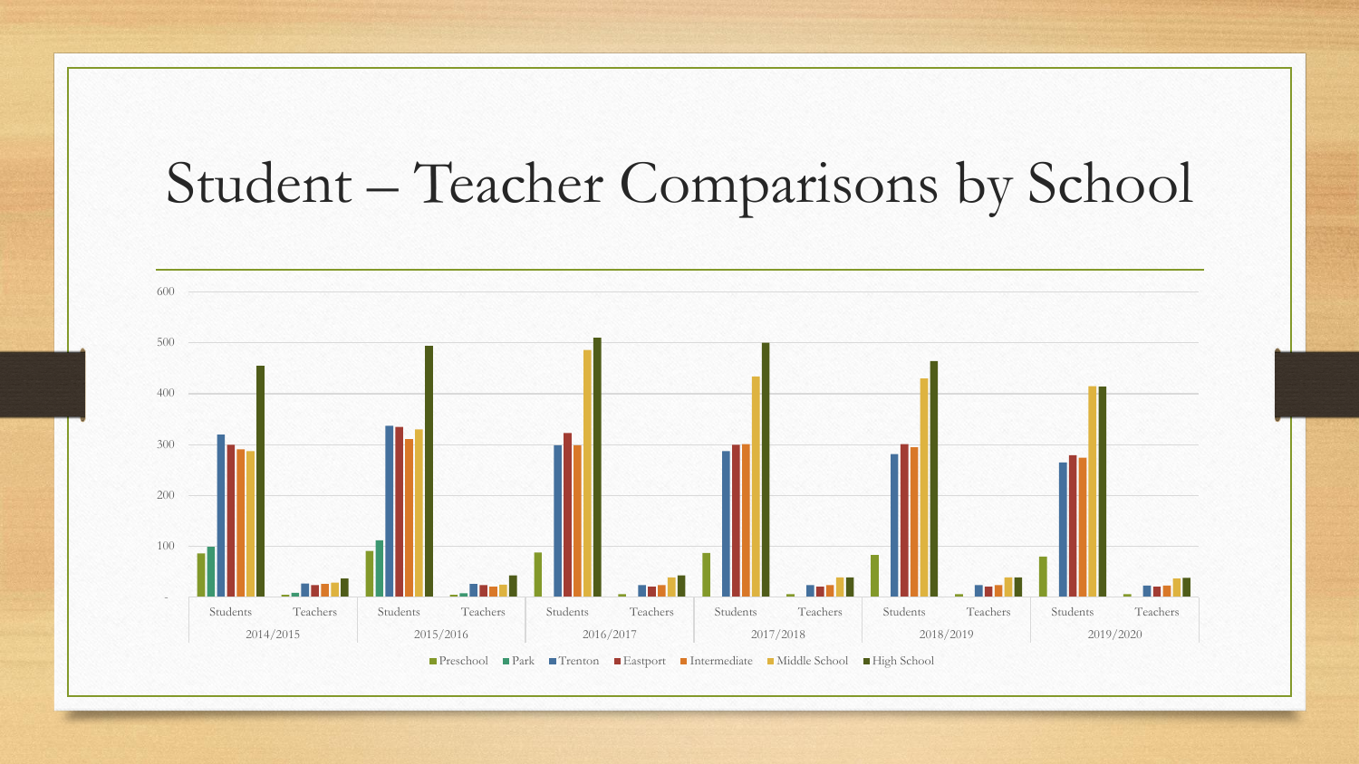# Student – Teacher Comparisons by School

600

500

400

300

200

100

-

Students | Teachers — 2014/2015

Students | Teachers — 2015/2016

Students | Teachers — 2016/2017

Students | Teachers — 2017/2018

Students | Teachers — 2018/2019

Students | Teachers — 2019/2020

Preschool · Park · Trenton · Eastport · Intermediate · Middle School · High School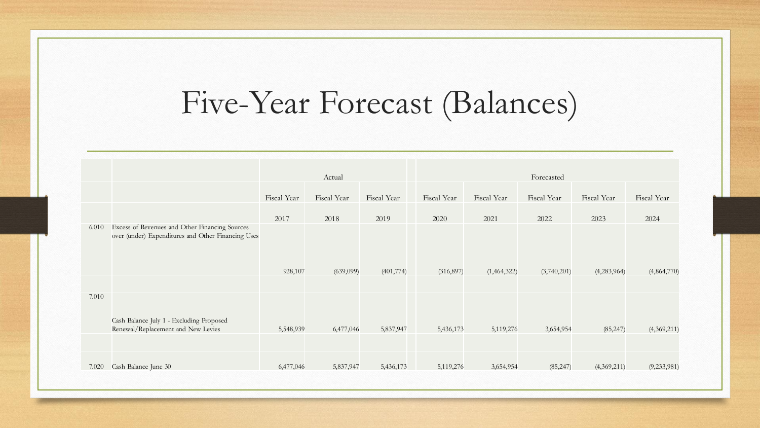# Five-Year Forecast (Balances)

| | | Actual | | | Forecasted | | | | |
|---|---|---|---|---|---|---|---|---|---|
| | | Fiscal Year 2017 | Fiscal Year 2018 | Fiscal Year 2019 | Fiscal Year 2020 | Fiscal Year 2021 | Fiscal Year 2022 | Fiscal Year 2023 | Fiscal Year 2024 |
| 6.010 | Excess of Revenues and Other Financing Sources over (under) Expenditures and Other Financing Uses | 928,107 | (639,099) | (401,774) | (316,897) | (1,464,322) | (3,740,201) | (4,283,964) | (4,864,770) |
| 7.010 | Cash Balance July 1 - Excluding Proposed Renewal/Replacement and New Levies | 5,548,939 | 6,477,046 | 5,837,947 | 5,436,173 | 5,119,276 | 3,654,954 | (85,247) | (4,369,211) |
| 7.020 | Cash Balance June 30 | 6,477,046 | 5,837,947 | 5,436,173 | 5,119,276 | 3,654,954 | (85,247) | (4,369,211) | (9,233,981) |